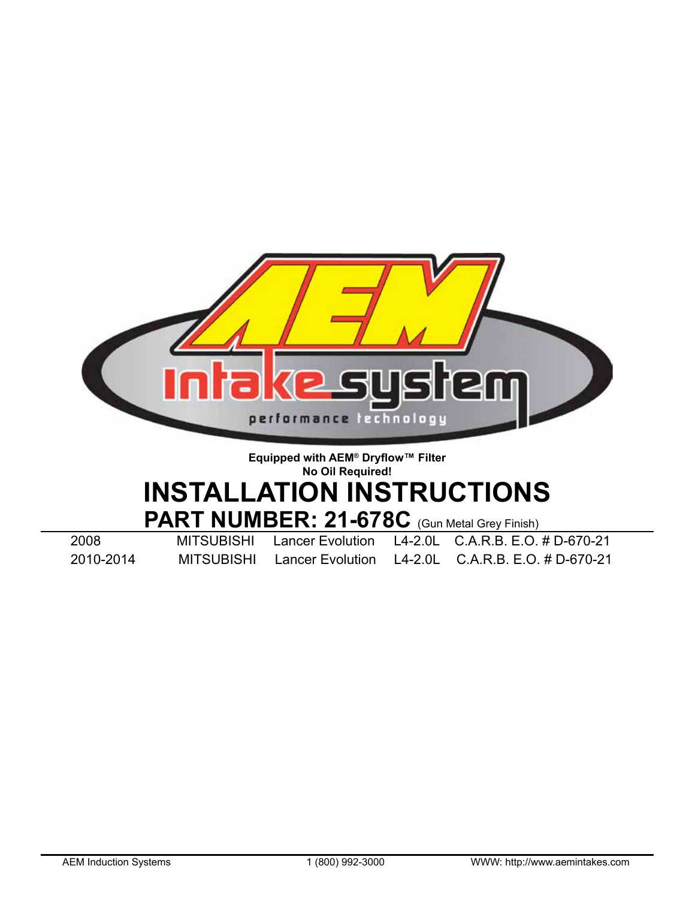AEM

Intake system

performance technology

**Equipped with AEM® Dryflow™ Filter**
**No Oil Required!**

# INSTALLATION INSTRUCTIONS

## PART NUMBER: 21-678C (Gun Metal Grey Finish)

| | | | | |
|---|---|---|---|---|
| 2008 | MITSUBISHI | Lancer Evolution | L4-2.0L | C.A.R.B. E.O. # D-670-21 |
| 2010-2014 | MITSUBISHI | Lancer Evolution | L4-2.0L | C.A.R.B. E.O. # D-670-21 |

AEM Induction Systems | 1 (800) 992-3000 | WWW: http://www.aemintakes.com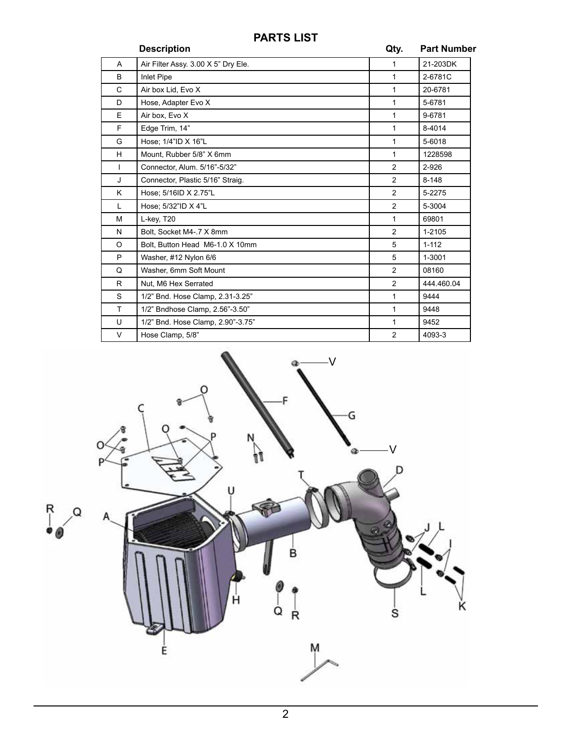## PARTS LIST

| | Description | Qty. | Part Number |
|---|---|---|---|
| A | Air Filter Assy. 3.00 X 5" Dry Ele. | 1 | 21-203DK |
| B | Inlet Pipe | 1 | 2-6781C |
| C | Air box Lid, Evo X | 1 | 20-6781 |
| D | Hose, Adapter Evo X | 1 | 5-6781 |
| E | Air box, Evo X | 1 | 9-6781 |
| F | Edge Trim, 14" | 1 | 8-4014 |
| G | Hose; 1/4"ID X 16"L | 1 | 5-6018 |
| H | Mount, Rubber 5/8" X 6mm | 1 | 1228598 |
| I | Connector, Alum. 5/16"-5/32" | 2 | 2-926 |
| J | Connector, Plastic 5/16" Straig. | 2 | 8-148 |
| K | Hose; 5/16ID X 2.75"L | 2 | 5-2275 |
| L | Hose; 5/32"ID X 4"L | 2 | 5-3004 |
| M | L-key, T20 | 1 | 69801 |
| N | Bolt, Socket M4-.7 X 8mm | 2 | 1-2105 |
| O | Bolt, Button Head M6-1.0 X 10mm | 5 | 1-112 |
| P | Washer, #12 Nylon 6/6 | 5 | 1-3001 |
| Q | Washer, 6mm Soft Mount | 2 | 08160 |
| R | Nut, M6 Hex Serrated | 2 | 444.460.04 |
| S | 1/2" Bnd. Hose Clamp, 2.31-3.25" | 1 | 9444 |
| T | 1/2" Bndhose Clamp, 2.56"-3.50" | 1 | 9448 |
| U | 1/2" Bnd. Hose Clamp, 2.90"-3.75" | 1 | 9452 |
| V | Hose Clamp, 5/8" | 2 | 4093-3 |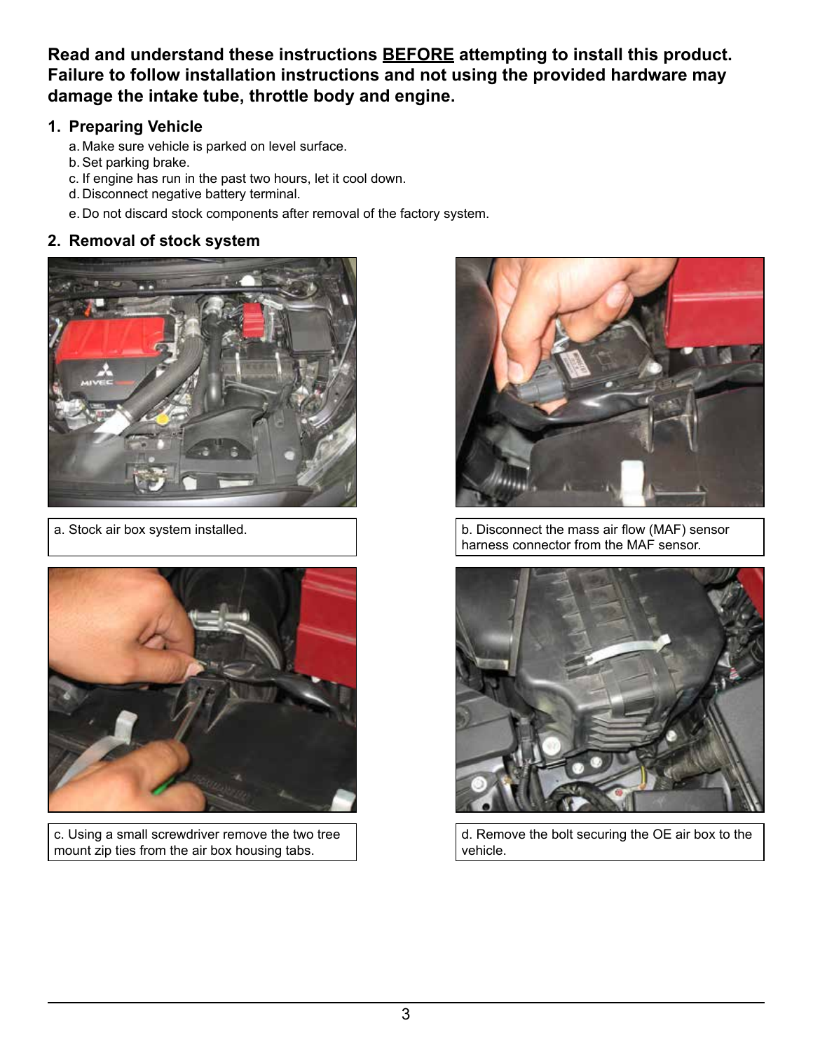**Read and understand these instructions BEFORE attempting to install this product. Failure to follow installation instructions and not using the provided hardware may damage the intake tube, throttle body and engine.**

## 1. Preparing Vehicle

a. Make sure vehicle is parked on level surface.
b. Set parking brake.
c. If engine has run in the past two hours, let it cool down.
d. Disconnect negative battery terminal.
e. Do not discard stock components after removal of the factory system.

## 2. Removal of stock system

a. Stock air box system installed.

b. Disconnect the mass air flow (MAF) sensor harness connector from the MAF sensor.

c. Using a small screwdriver remove the two tree mount zip ties from the air box housing tabs.

d. Remove the bolt securing the OE air box to the vehicle.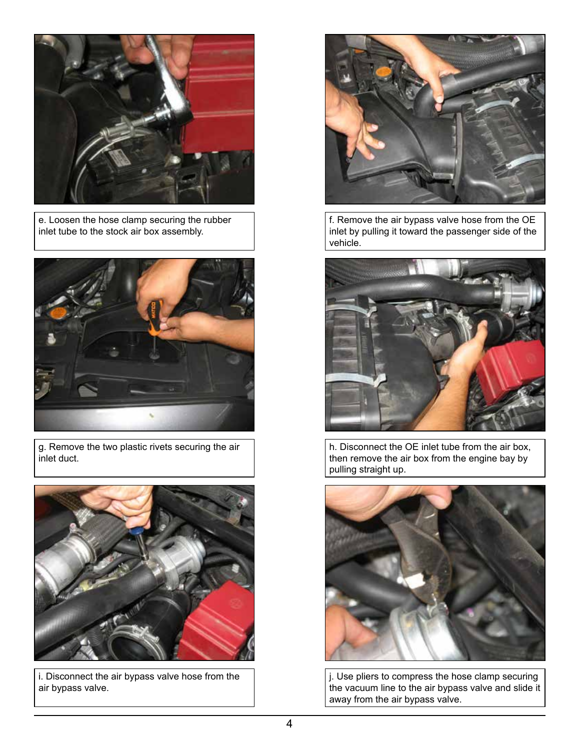e. Loosen the hose clamp securing the rubber inlet tube to the stock air box assembly.

f. Remove the air bypass valve hose from the OE inlet by pulling it toward the passenger side of the vehicle.

g. Remove the two plastic rivets securing the air inlet duct.

h. Disconnect the OE inlet tube from the air box, then remove the air box from the engine bay by pulling straight up.

i. Disconnect the air bypass valve hose from the air bypass valve.

j. Use pliers to compress the hose clamp securing the vacuum line to the air bypass valve and slide it away from the air bypass valve.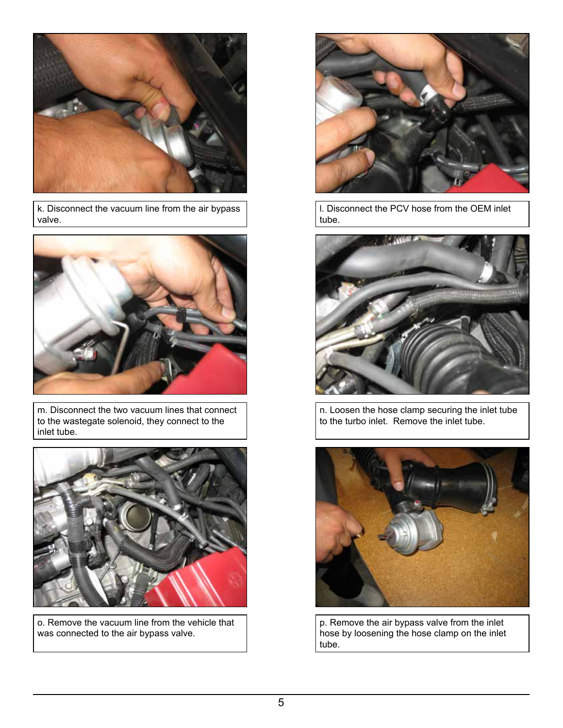k. Disconnect the vacuum line from the air bypass valve.

l. Disconnect the PCV hose from the OEM inlet tube.

m. Disconnect the two vacuum lines that connect to the wastegate solenoid, they connect to the inlet tube.

n. Loosen the hose clamp securing the inlet tube to the turbo inlet. Remove the inlet tube.

o. Remove the vacuum line from the vehicle that was connected to the air bypass valve.

p. Remove the air bypass valve from the inlet hose by loosening the hose clamp on the inlet tube.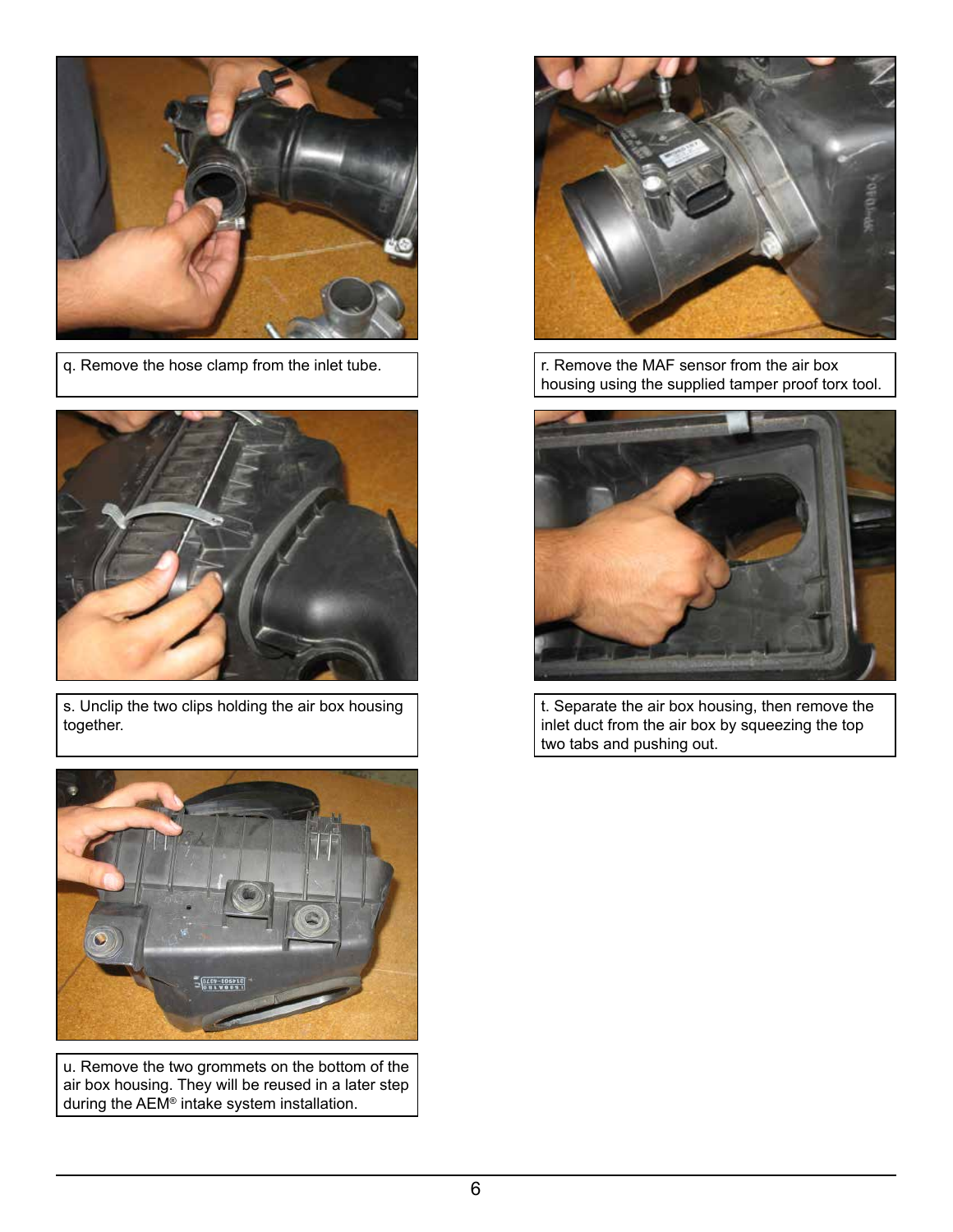q. Remove the hose clamp from the inlet tube.

r. Remove the MAF sensor from the air box housing using the supplied tamper proof torx tool.

s. Unclip the two clips holding the air box housing together.

t. Separate the air box housing, then remove the inlet duct from the air box by squeezing the top two tabs and pushing out.

u. Remove the two grommets on the bottom of the air box housing. They will be reused in a later step during the AEM® intake system installation.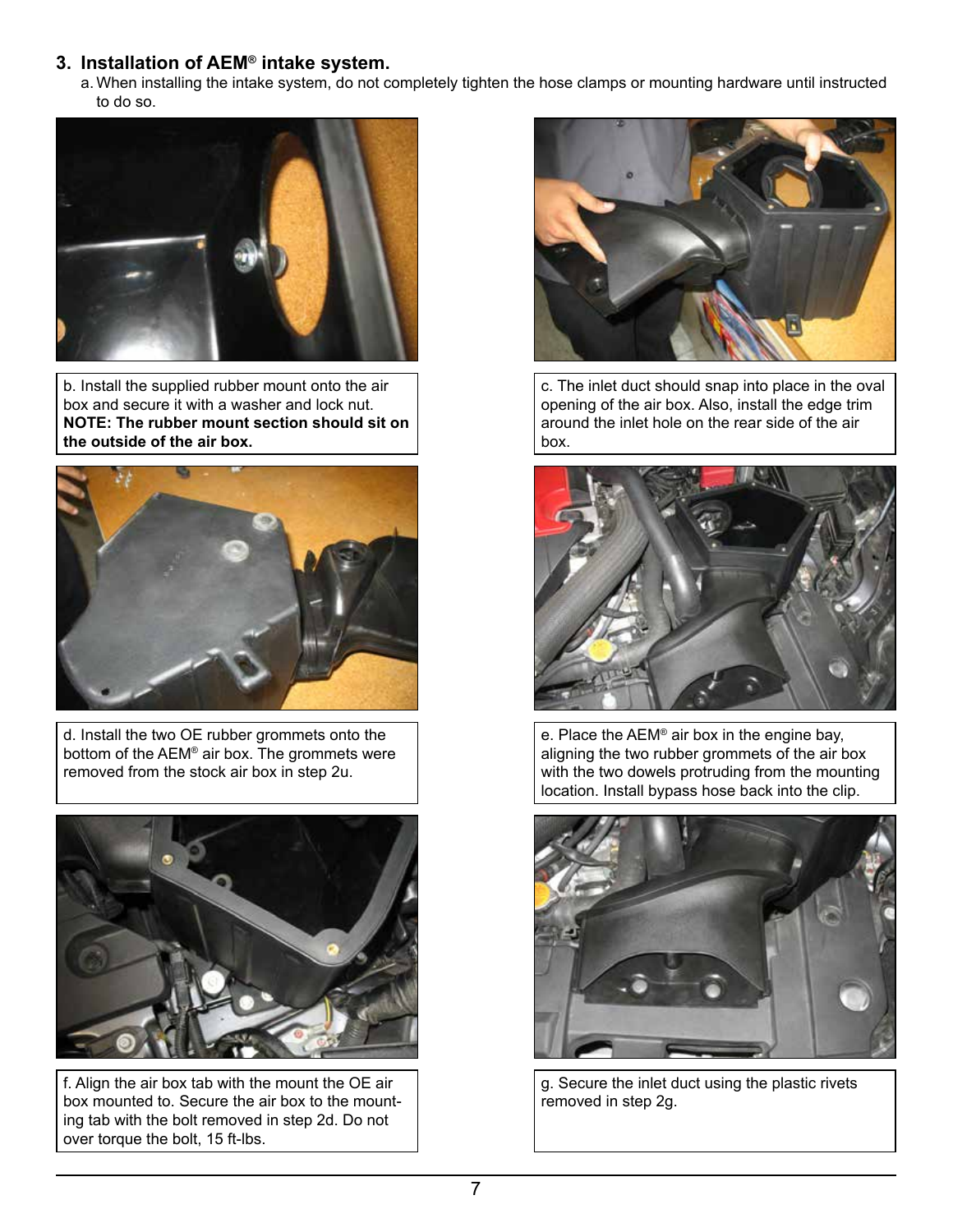## 3. Installation of AEM® intake system.

a. When installing the intake system, do not completely tighten the hose clamps or mounting hardware until instructed to do so.

b. Install the supplied rubber mount onto the air box and secure it with a washer and lock nut. **NOTE: The rubber mount section should sit on the outside of the air box.**

c. The inlet duct should snap into place in the oval opening of the air box. Also, install the edge trim around the inlet hole on the rear side of the air box.

d. Install the two OE rubber grommets onto the bottom of the AEM® air box. The grommets were removed from the stock air box in step 2u.

e. Place the AEM® air box in the engine bay, aligning the two rubber grommets of the air box with the two dowels protruding from the mounting location. Install bypass hose back into the clip.

f. Align the air box tab with the mount the OE air box mounted to. Secure the air box to the mounting tab with the bolt removed in step 2d. Do not over torque the bolt, 15 ft-lbs.

g. Secure the inlet duct using the plastic rivets removed in step 2g.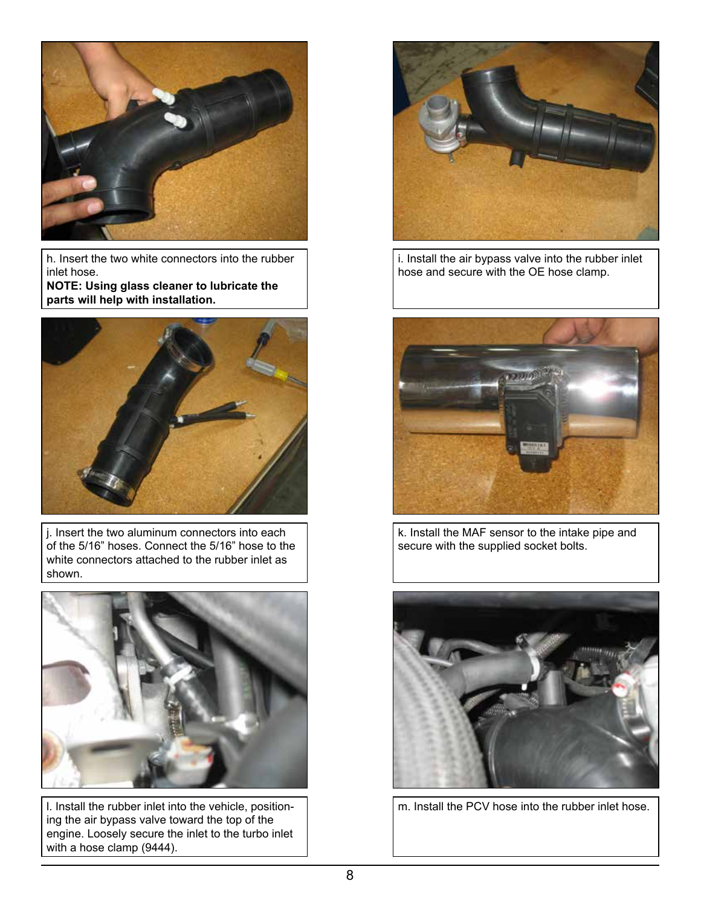h. Insert the two white connectors into the rubber inlet hose.
**NOTE: Using glass cleaner to lubricate the parts will help with installation.**

i. Install the air bypass valve into the rubber inlet hose and secure with the OE hose clamp.

j. Insert the two aluminum connectors into each of the 5/16" hoses. Connect the 5/16" hose to the white connectors attached to the rubber inlet as shown.

k. Install the MAF sensor to the intake pipe and secure with the supplied socket bolts.

l. Install the rubber inlet into the vehicle, positioning the air bypass valve toward the top of the engine. Loosely secure the inlet to the turbo inlet with a hose clamp (9444).

m. Install the PCV hose into the rubber inlet hose.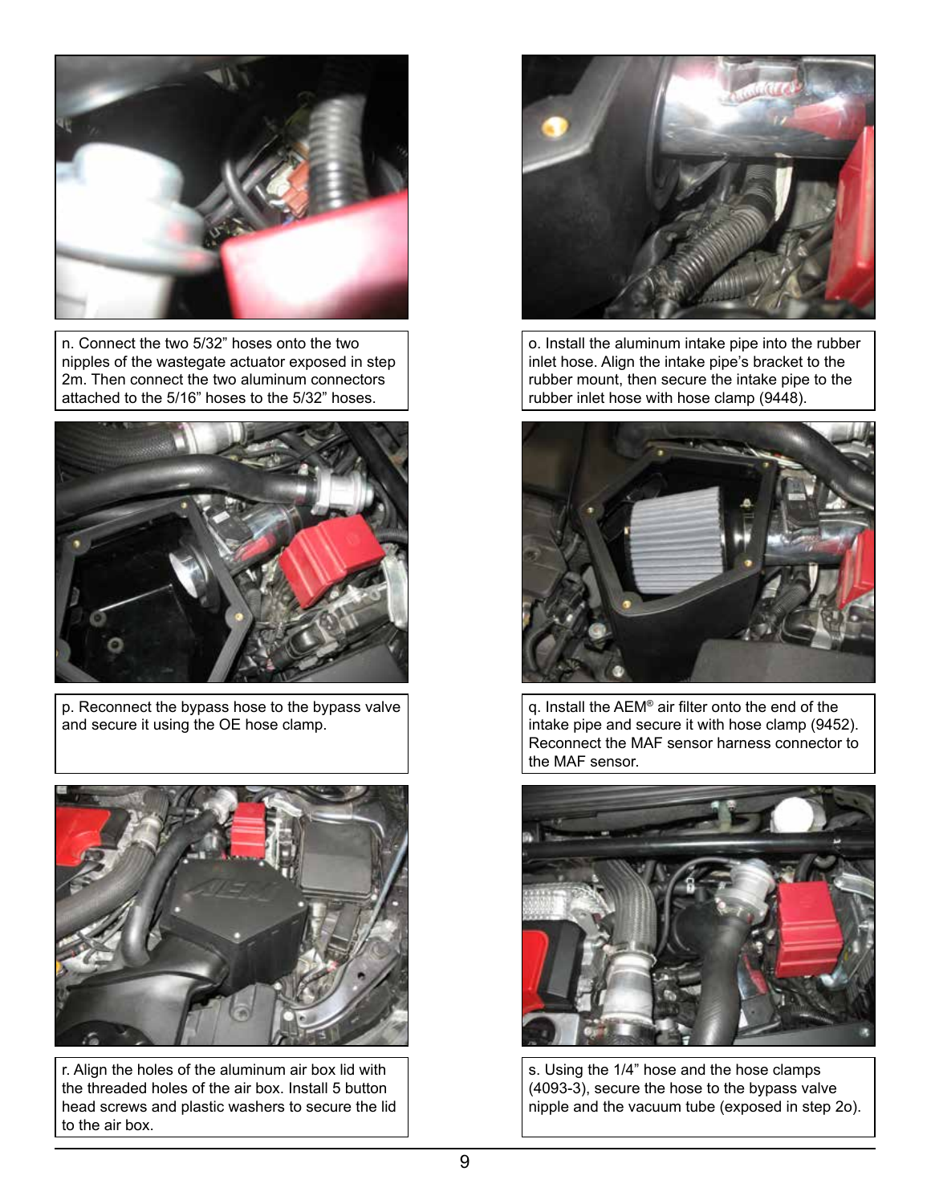n. Connect the two 5/32” hoses onto the two nipples of the wastegate actuator exposed in step 2m. Then connect the two aluminum connectors attached to the 5/16” hoses to the 5/32” hoses.

o. Install the aluminum intake pipe into the rubber inlet hose. Align the intake pipe’s bracket to the rubber mount, then secure the intake pipe to the rubber inlet hose with hose clamp (9448).

p. Reconnect the bypass hose to the bypass valve and secure it using the OE hose clamp.

q. Install the AEM® air filter onto the end of the intake pipe and secure it with hose clamp (9452). Reconnect the MAF sensor harness connector to the MAF sensor.

r. Align the holes of the aluminum air box lid with the threaded holes of the air box. Install 5 button head screws and plastic washers to secure the lid to the air box.

s. Using the 1/4” hose and the hose clamps (4093-3), secure the hose to the bypass valve nipple and the vacuum tube (exposed in step 2o).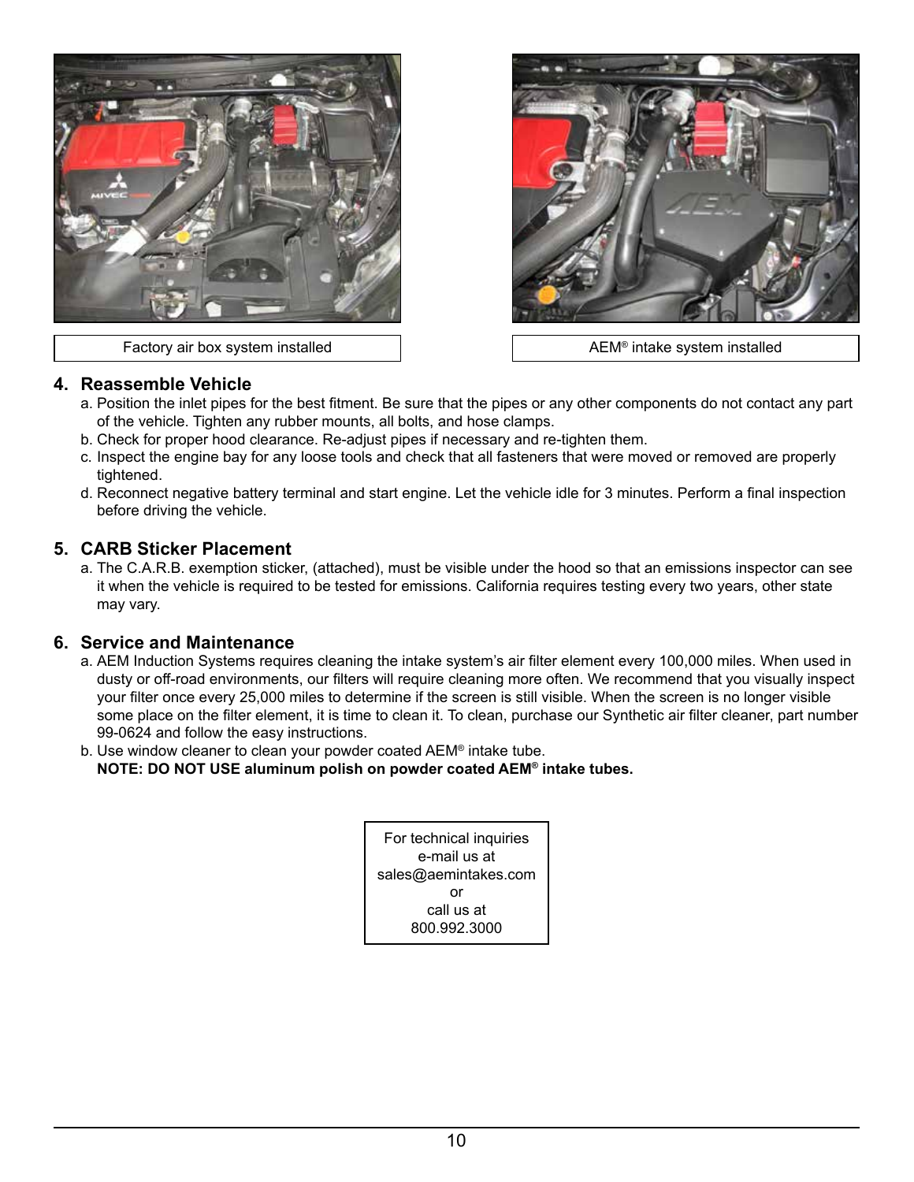Factory air box system installed

AEM® intake system installed

## 4. Reassemble Vehicle

a. Position the inlet pipes for the best fitment. Be sure that the pipes or any other components do not contact any part of the vehicle. Tighten any rubber mounts, all bolts, and hose clamps.
b. Check for proper hood clearance. Re-adjust pipes if necessary and re-tighten them.
c. Inspect the engine bay for any loose tools and check that all fasteners that were moved or removed are properly tightened.
d. Reconnect negative battery terminal and start engine. Let the vehicle idle for 3 minutes. Perform a final inspection before driving the vehicle.

## 5. CARB Sticker Placement

a. The C.A.R.B. exemption sticker, (attached), must be visible under the hood so that an emissions inspector can see it when the vehicle is required to be tested for emissions. California requires testing every two years, other state may vary.

## 6. Service and Maintenance

a. AEM Induction Systems requires cleaning the intake system's air filter element every 100,000 miles. When used in dusty or off-road environments, our filters will require cleaning more often. We recommend that you visually inspect your filter once every 25,000 miles to determine if the screen is still visible. When the screen is no longer visible some place on the filter element, it is time to clean it. To clean, purchase our Synthetic air filter cleaner, part number 99-0624 and follow the easy instructions.
b. Use window cleaner to clean your powder coated AEM® intake tube.
**NOTE: DO NOT USE aluminum polish on powder coated AEM® intake tubes.**

For technical inquiries
e-mail us at
sales@aemintakes.com
or
call us at
800.992.3000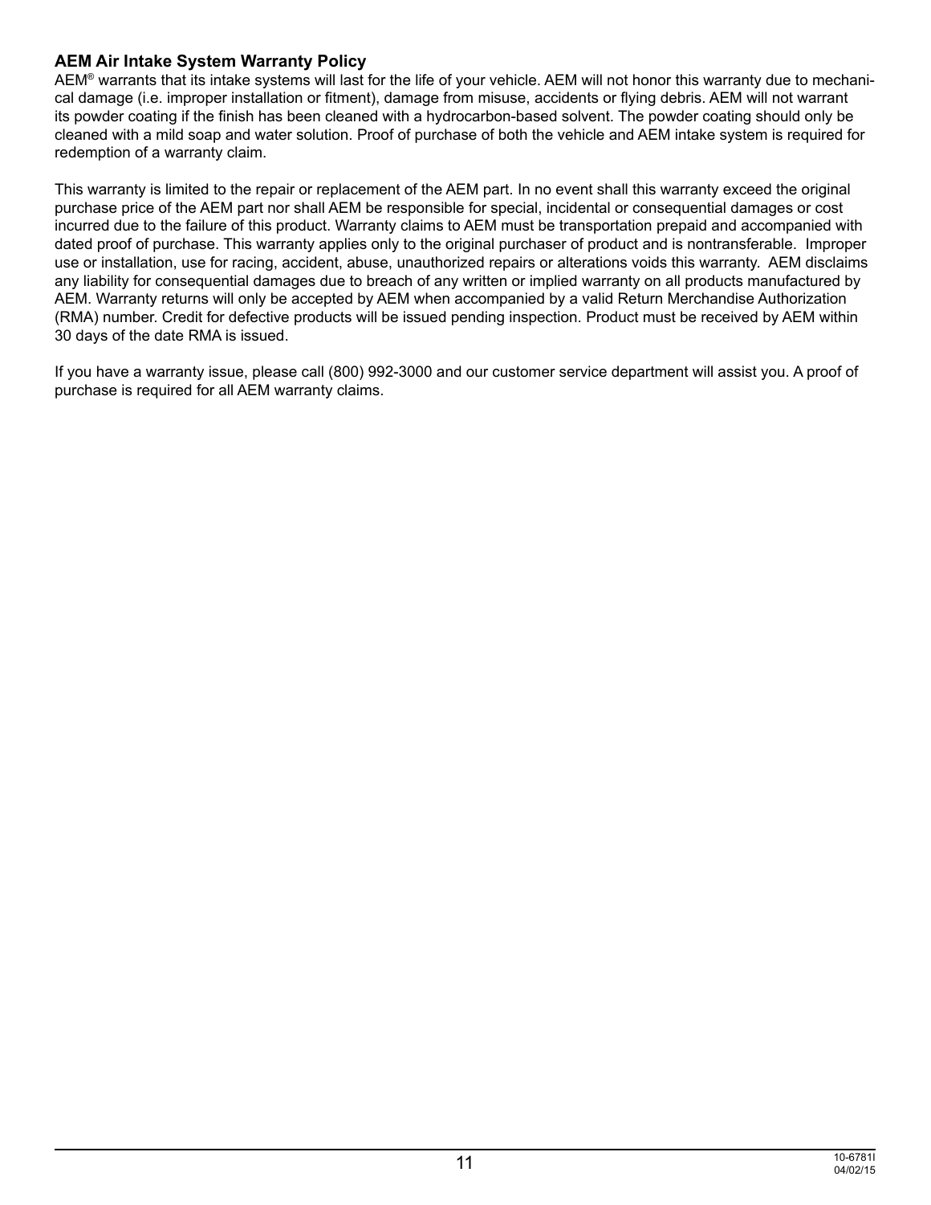## AEM Air Intake System Warranty Policy

AEM® warrants that its intake systems will last for the life of your vehicle. AEM will not honor this warranty due to mechanical damage (i.e. improper installation or fitment), damage from misuse, accidents or flying debris. AEM will not warrant its powder coating if the finish has been cleaned with a hydrocarbon-based solvent. The powder coating should only be cleaned with a mild soap and water solution. Proof of purchase of both the vehicle and AEM intake system is required for redemption of a warranty claim.

This warranty is limited to the repair or replacement of the AEM part. In no event shall this warranty exceed the original purchase price of the AEM part nor shall AEM be responsible for special, incidental or consequential damages or cost incurred due to the failure of this product. Warranty claims to AEM must be transportation prepaid and accompanied with dated proof of purchase. This warranty applies only to the original purchaser of product and is nontransferable. Improper use or installation, use for racing, accident, abuse, unauthorized repairs or alterations voids this warranty. AEM disclaims any liability for consequential damages due to breach of any written or implied warranty on all products manufactured by AEM. Warranty returns will only be accepted by AEM when accompanied by a valid Return Merchandise Authorization (RMA) number. Credit for defective products will be issued pending inspection. Product must be received by AEM within 30 days of the date RMA is issued.

If you have a warranty issue, please call (800) 992-3000 and our customer service department will assist you. A proof of purchase is required for all AEM warranty claims.